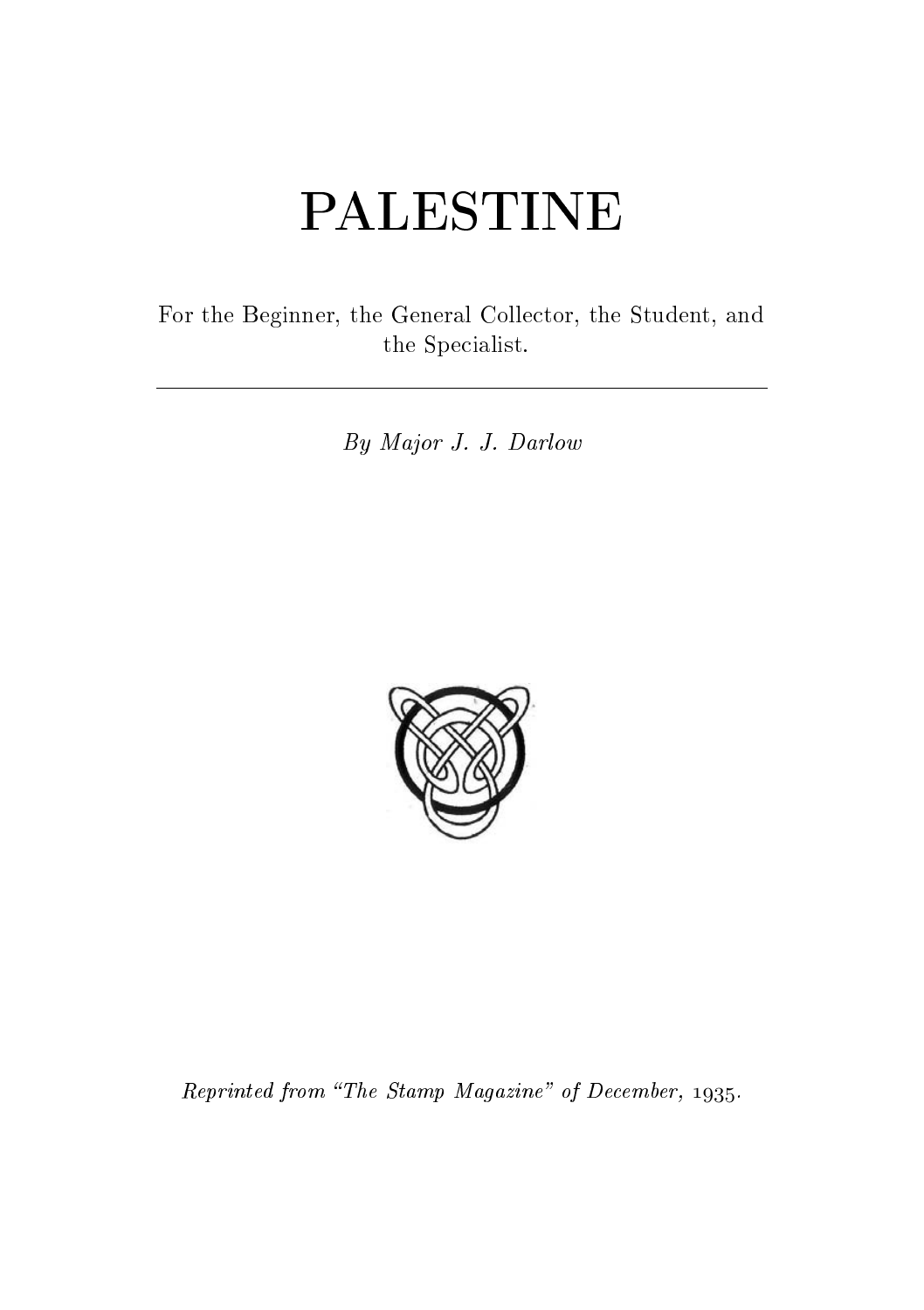# PALESTINE

For the Beginner, the General Collector, the Student, and the Specialist.

---

*By Major J. J. Darlow*

*Reprinted from "The Stamp Magazine" of December, 1935.*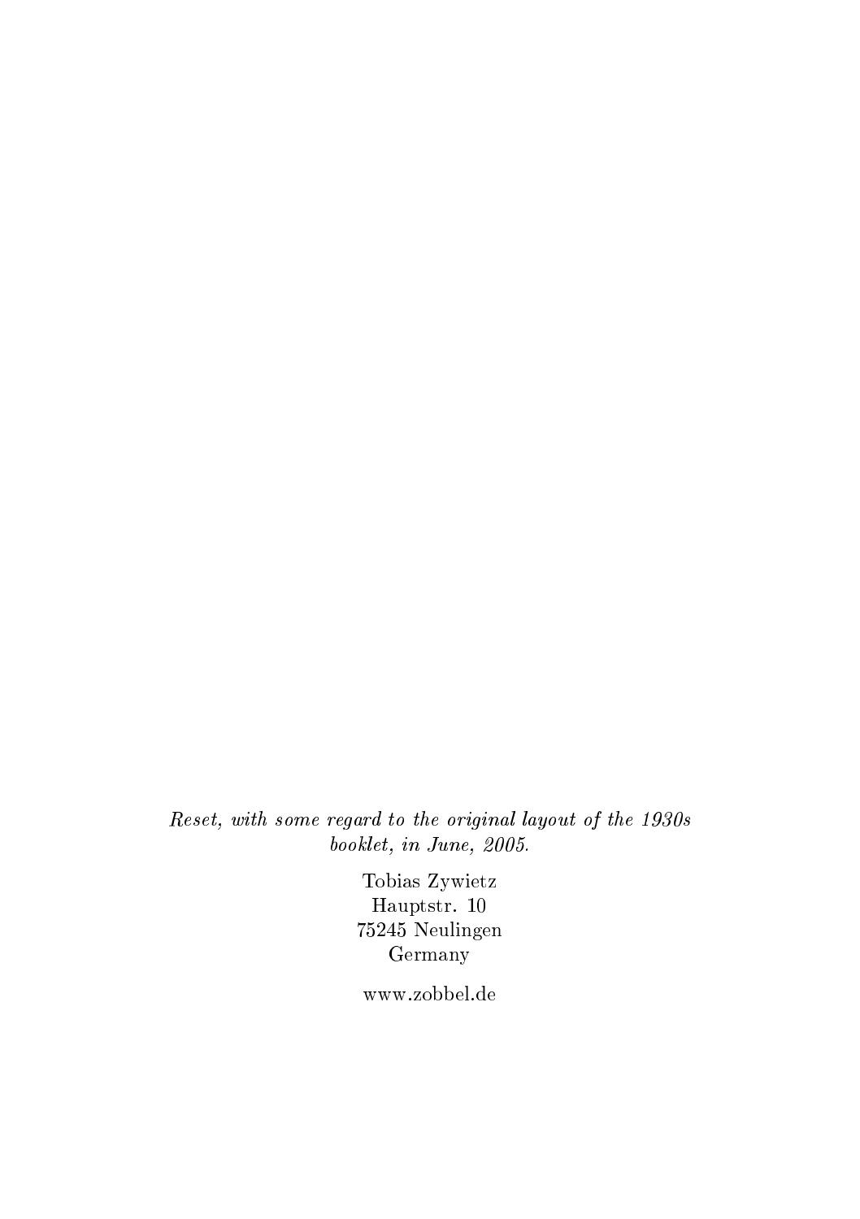*Reset, with some regard to the original layout of the 1930s booklet, in June, 2005.*

Tobias Zywietz
Hauptstr. 10
75245 Neulingen
Germany

www.zobbel.de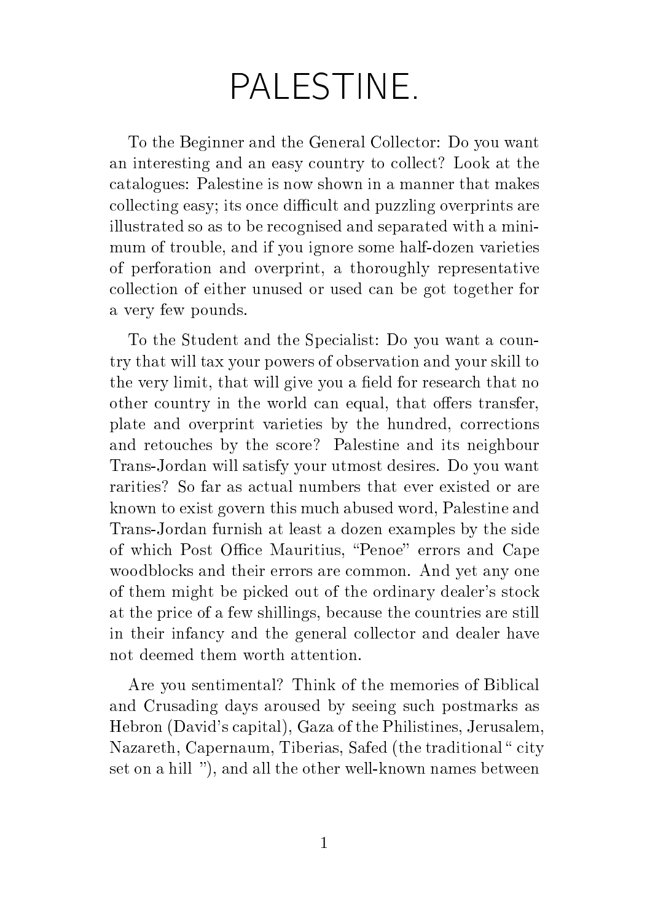# PALESTINE.

To the Beginner and the General Collector: Do you want an interesting and an easy country to collect? Look at the catalogues: Palestine is now shown in a manner that makes collecting easy; its once difficult and puzzling overprints are illustrated so as to be recognised and separated with a minimum of trouble, and if you ignore some half-dozen varieties of perforation and overprint, a thoroughly representative collection of either unused or used can be got together for a very few pounds.

To the Student and the Specialist: Do you want a country that will tax your powers of observation and your skill to the very limit, that will give you a field for research that no other country in the world can equal, that offers transfer, plate and overprint varieties by the hundred, corrections and retouches by the score? Palestine and its neighbour Trans-Jordan will satisfy your utmost desires. Do you want rarities? So far as actual numbers that ever existed or are known to exist govern this much abused word, Palestine and Trans-Jordan furnish at least a dozen examples by the side of which Post Office Mauritius, "Penoe" errors and Cape woodblocks and their errors are common. And yet any one of them might be picked out of the ordinary dealer's stock at the price of a few shillings, because the countries are still in their infancy and the general collector and dealer have not deemed them worth attention.

Are you sentimental? Think of the memories of Biblical and Crusading days aroused by seeing such postmarks as Hebron (David's capital), Gaza of the Philistines, Jerusalem, Nazareth, Capernaum, Tiberias, Safed (the traditional " city set on a hill "), and all the other well-known names between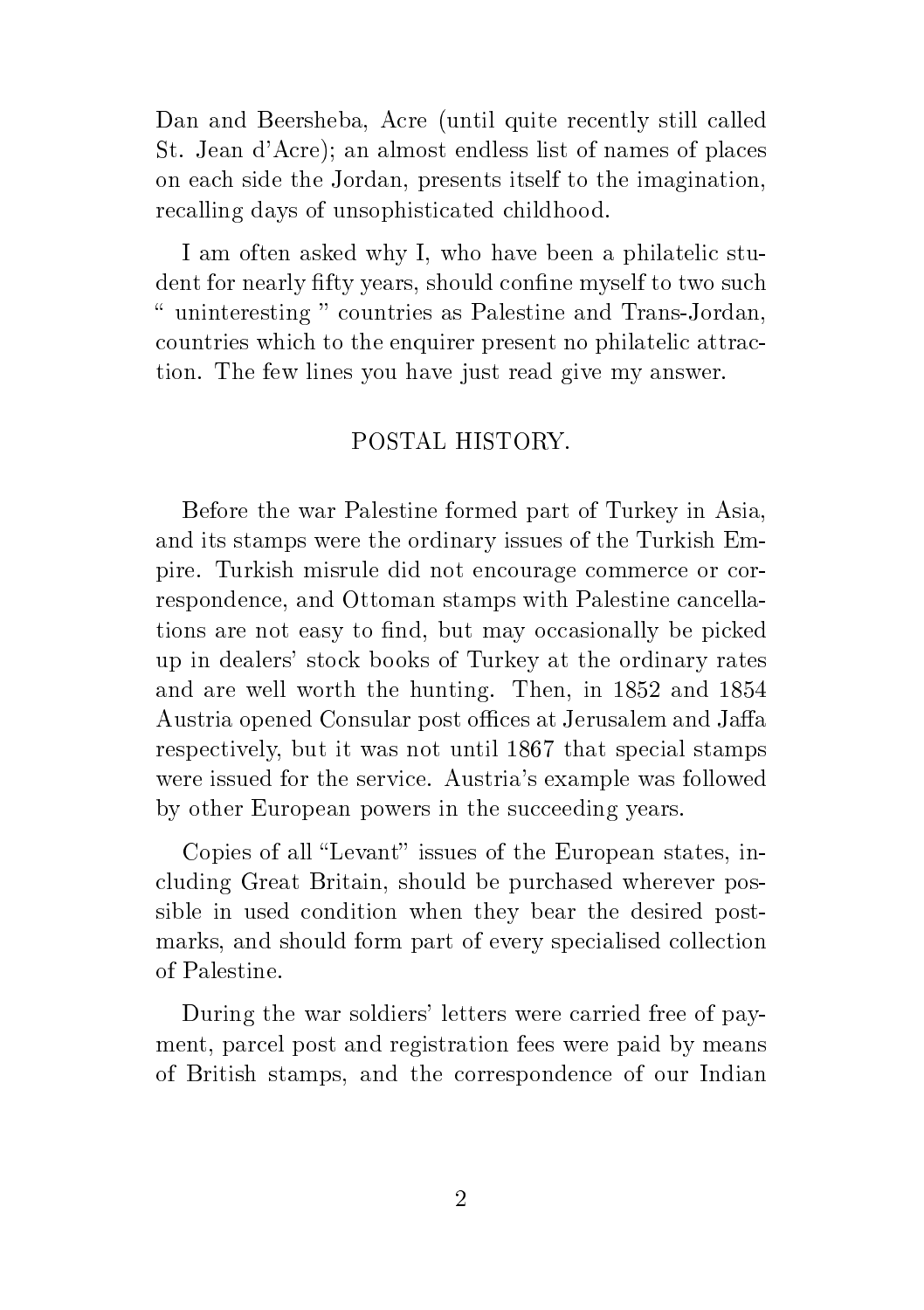Dan and Beersheba, Acre (until quite recently still called St. Jean d'Acre); an almost endless list of names of places on each side the Jordan, presents itself to the imagination, recalling days of unsophisticated childhood.

I am often asked why I, who have been a philatelic student for nearly fifty years, should confine myself to two such " uninteresting " countries as Palestine and Trans-Jordan, countries which to the enquirer present no philatelic attraction. The few lines you have just read give my answer.

## POSTAL HISTORY.

Before the war Palestine formed part of Turkey in Asia, and its stamps were the ordinary issues of the Turkish Empire. Turkish misrule did not encourage commerce or correspondence, and Ottoman stamps with Palestine cancellations are not easy to find, but may occasionally be picked up in dealers' stock books of Turkey at the ordinary rates and are well worth the hunting. Then, in 1852 and 1854 Austria opened Consular post offices at Jerusalem and Jaffa respectively, but it was not until 1867 that special stamps were issued for the service. Austria's example was followed by other European powers in the succeeding years.

Copies of all "Levant" issues of the European states, including Great Britain, should be purchased wherever possible in used condition when they bear the desired postmarks, and should form part of every specialised collection of Palestine.

During the war soldiers' letters were carried free of payment, parcel post and registration fees were paid by means of British stamps, and the correspondence of our Indian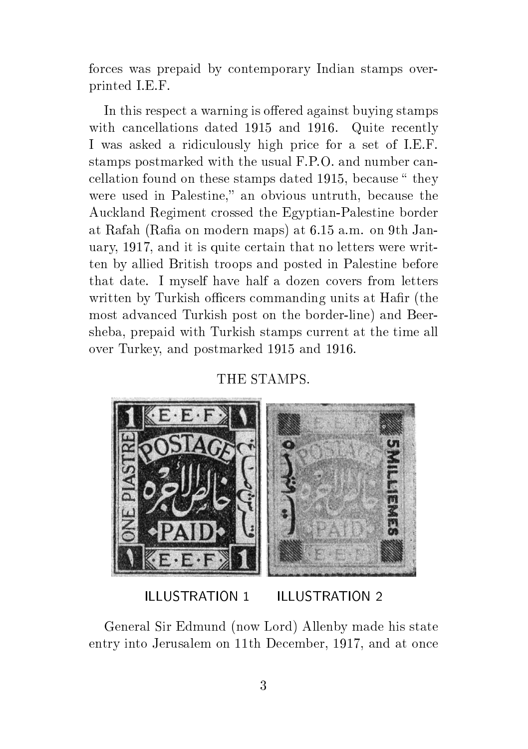forces was prepaid by contemporary Indian stamps overprinted I.E.F.

In this respect a warning is offered against buying stamps with cancellations dated 1915 and 1916. Quite recently I was asked a ridiculously high price for a set of I.E.F. stamps postmarked with the usual F.P.O. and number cancellation found on these stamps dated 1915, because " they were used in Palestine," an obvious untruth, because the Auckland Regiment crossed the Egyptian-Palestine border at Rafah (Rafia on modern maps) at 6.15 a.m. on 9th January, 1917, and it is quite certain that no letters were written by allied British troops and posted in Palestine before that date. I myself have half a dozen covers from letters written by Turkish officers commanding units at Hafir (the most advanced Turkish post on the border-line) and Beersheba, prepaid with Turkish stamps current at the time all over Turkey, and postmarked 1915 and 1916.

## THE STAMPS.

ILLUSTRATION 1 ILLUSTRATION 2

General Sir Edmund (now Lord) Allenby made his state entry into Jerusalem on 11th December, 1917, and at once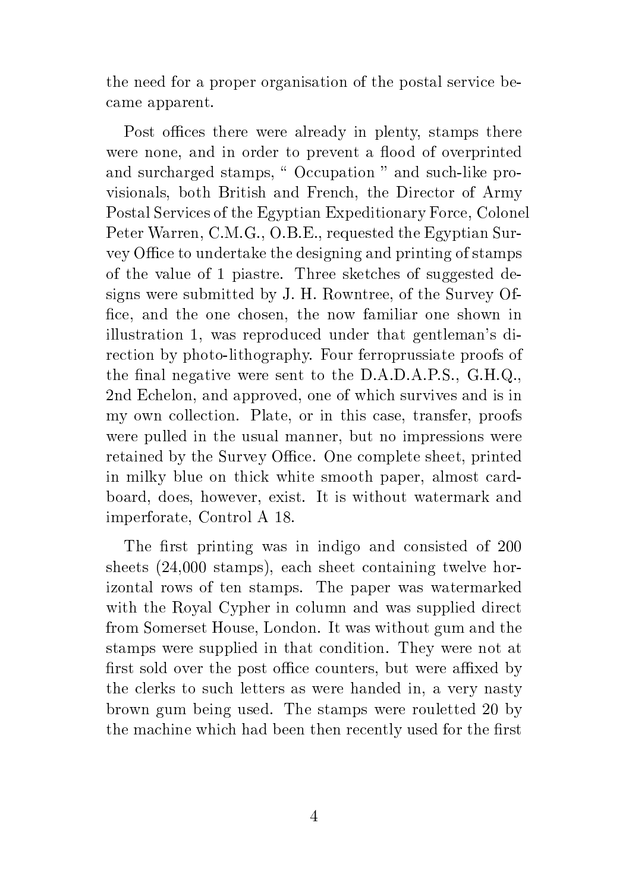the need for a proper organisation of the postal service became apparent.

Post offices there were already in plenty, stamps there were none, and in order to prevent a flood of overprinted and surcharged stamps, " Occupation " and such-like provisionals, both British and French, the Director of Army Postal Services of the Egyptian Expeditionary Force, Colonel Peter Warren, C.M.G., O.B.E., requested the Egyptian Survey Office to undertake the designing and printing of stamps of the value of 1 piastre. Three sketches of suggested designs were submitted by J. H. Rowntree, of the Survey Office, and the one chosen, the now familiar one shown in illustration 1, was reproduced under that gentleman's direction by photo-lithography. Four ferroprussiate proofs of the final negative were sent to the D.A.D.A.P.S., G.H.Q., 2nd Echelon, and approved, one of which survives and is in my own collection. Plate, or in this case, transfer, proofs were pulled in the usual manner, but no impressions were retained by the Survey Office. One complete sheet, printed in milky blue on thick white smooth paper, almost cardboard, does, however, exist. It is without watermark and imperforate, Control A 18.

The first printing was in indigo and consisted of 200 sheets (24,000 stamps), each sheet containing twelve horizontal rows of ten stamps. The paper was watermarked with the Royal Cypher in column and was supplied direct from Somerset House, London. It was without gum and the stamps were supplied in that condition. They were not at first sold over the post office counters, but were affixed by the clerks to such letters as were handed in, a very nasty brown gum being used. The stamps were rouletted 20 by the machine which had been then recently used for the first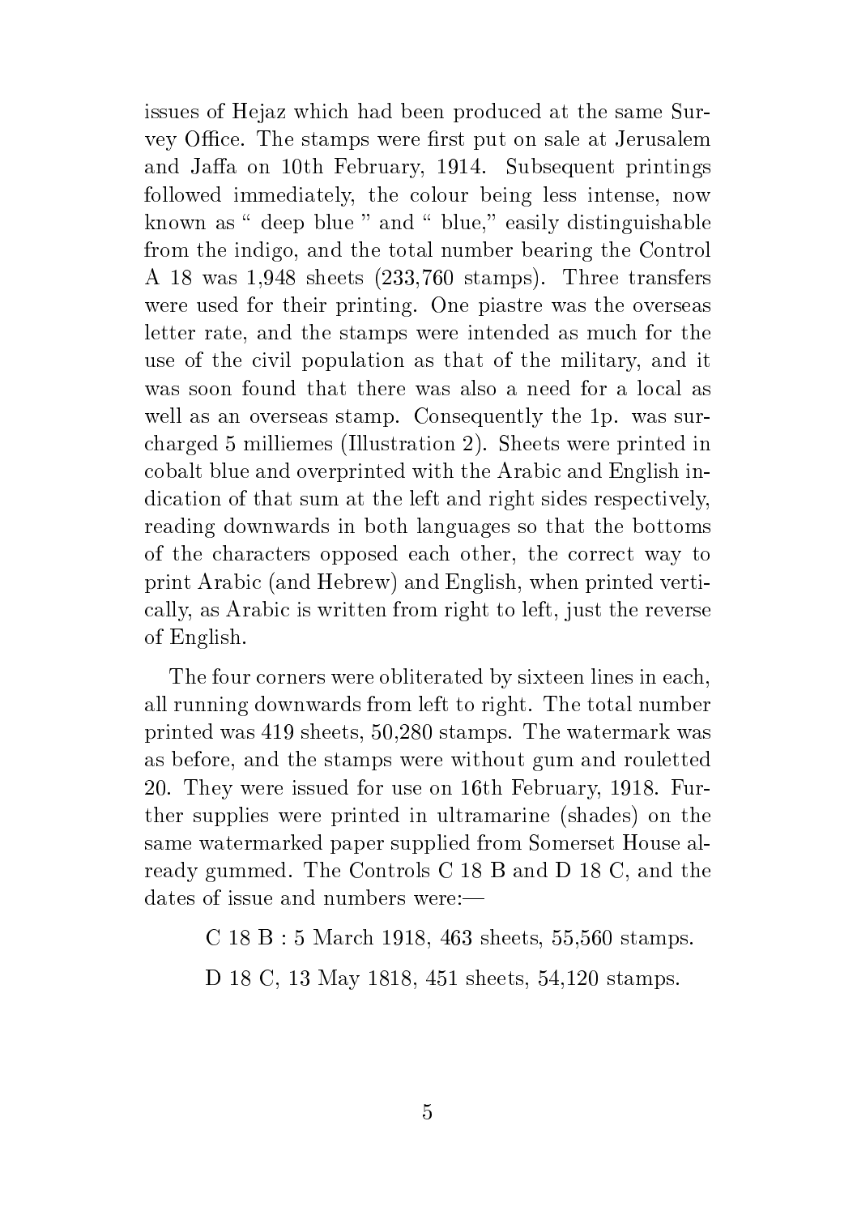issues of Hejaz which had been produced at the same Survey Office. The stamps were first put on sale at Jerusalem and Jaffa on 10th February, 1914. Subsequent printings followed immediately, the colour being less intense, now known as " deep blue " and " blue," easily distinguishable from the indigo, and the total number bearing the Control A 18 was 1,948 sheets (233,760 stamps). Three transfers were used for their printing. One piastre was the overseas letter rate, and the stamps were intended as much for the use of the civil population as that of the military, and it was soon found that there was also a need for a local as well as an overseas stamp. Consequently the 1p. was surcharged 5 milliemes (Illustration 2). Sheets were printed in cobalt blue and overprinted with the Arabic and English indication of that sum at the left and right sides respectively, reading downwards in both languages so that the bottoms of the characters opposed each other, the correct way to print Arabic (and Hebrew) and English, when printed vertically, as Arabic is written from right to left, just the reverse of English.

The four corners were obliterated by sixteen lines in each, all running downwards from left to right. The total number printed was 419 sheets, 50,280 stamps. The watermark was as before, and the stamps were without gum and rouletted 20. They were issued for use on 16th February, 1918. Further supplies were printed in ultramarine (shades) on the same watermarked paper supplied from Somerset House already gummed. The Controls C 18 B and D 18 C, and the dates of issue and numbers were:—

C 18 B : 5 March 1918, 463 sheets, 55,560 stamps.

D 18 C, 13 May 1818, 451 sheets, 54,120 stamps.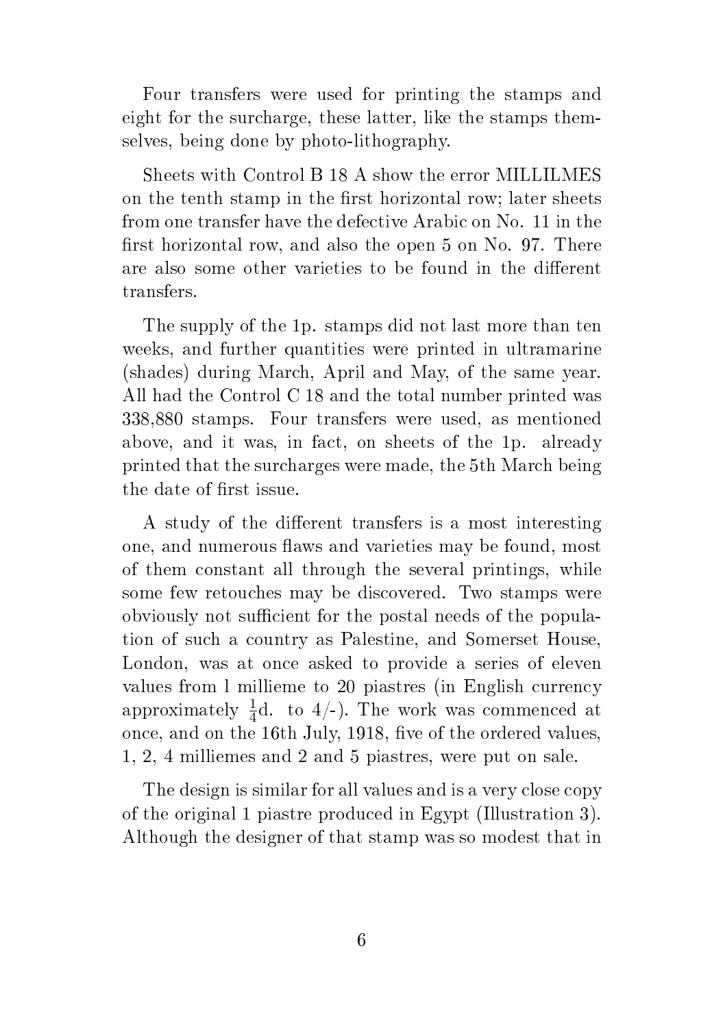Four transfers were used for printing the stamps and eight for the surcharge, these latter, like the stamps themselves, being done by photo-lithography.

Sheets with Control B 18 A show the error MILLILMES on the tenth stamp in the first horizontal row; later sheets from one transfer have the defective Arabic on No. 11 in the first horizontal row, and also the open 5 on No. 97. There are also some other varieties to be found in the different transfers.

The supply of the 1p. stamps did not last more than ten weeks, and further quantities were printed in ultramarine (shades) during March, April and May, of the same year. All had the Control C 18 and the total number printed was 338,880 stamps. Four transfers were used, as mentioned above, and it was, in fact, on sheets of the 1p. already printed that the surcharges were made, the 5th March being the date of first issue.

A study of the different transfers is a most interesting one, and numerous flaws and varieties may be found, most of them constant all through the several printings, while some few retouches may be discovered. Two stamps were obviously not sufficient for the postal needs of the population of such a country as Palestine, and Somerset House, London, was at once asked to provide a series of eleven values from 1 millieme to 20 piastres (in English currency approximately $\frac{1}{4}$d. to 4/-). The work was commenced at once, and on the 16th July, 1918, five of the ordered values, 1, 2, 4 milliemes and 2 and 5 piastres, were put on sale.

The design is similar for all values and is a very close copy of the original 1 piastre produced in Egypt (Illustration 3). Although the designer of that stamp was so modest that in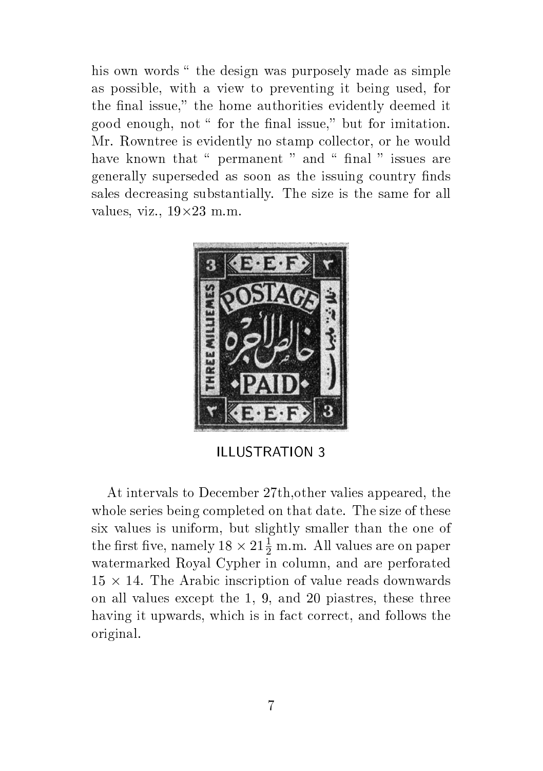his own words " the design was purposely made as simple as possible, with a view to preventing it being used, for the final issue," the home authorities evidently deemed it good enough, not " for the final issue," but for imitation. Mr. Rowntree is evidently no stamp collector, or he would have known that " permanent " and " final " issues are generally superseded as soon as the issuing country finds sales decreasing substantially. The size is the same for all values, viz., 19×23 m.m.

ILLUSTRATION 3

At intervals to December 27th,other valies appeared, the whole series being completed on that date. The size of these six values is uniform, but slightly smaller than the one of the first five, namely $18 \times 21\frac{1}{2}$ m.m. All values are on paper watermarked Royal Cypher in column, and are perforated $15 \times 14$. The Arabic inscription of value reads downwards on all values except the 1, 9, and 20 piastres, these three having it upwards, which is in fact correct, and follows the original.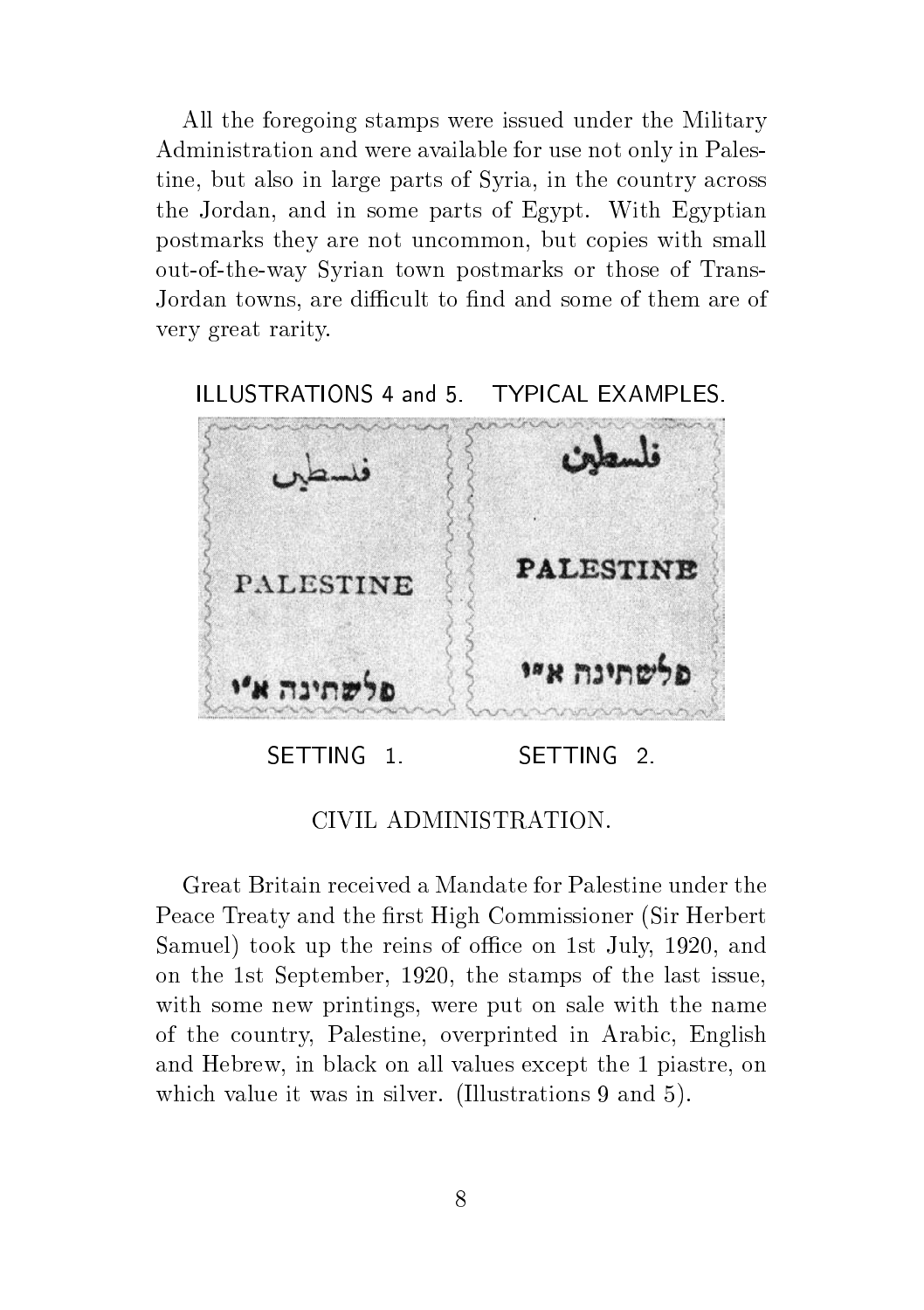All the foregoing stamps were issued under the Military Administration and were available for use not only in Palestine, but also in large parts of Syria, in the country across the Jordan, and in some parts of Egypt. With Egyptian postmarks they are not uncommon, but copies with small out-of-the-way Syrian town postmarks or those of Trans-Jordan towns, are difficult to find and some of them are of very great rarity.

ILLUSTRATIONS 4 and 5. TYPICAL EXAMPLES.

SETTING 1. SETTING 2.

## CIVIL ADMINISTRATION.

Great Britain received a Mandate for Palestine under the Peace Treaty and the first High Commissioner (Sir Herbert Samuel) took up the reins of office on 1st July, 1920, and on the 1st September, 1920, the stamps of the last issue, with some new printings, were put on sale with the name of the country, Palestine, overprinted in Arabic, English and Hebrew, in black on all values except the 1 piastre, on which value it was in silver. (Illustrations 9 and 5).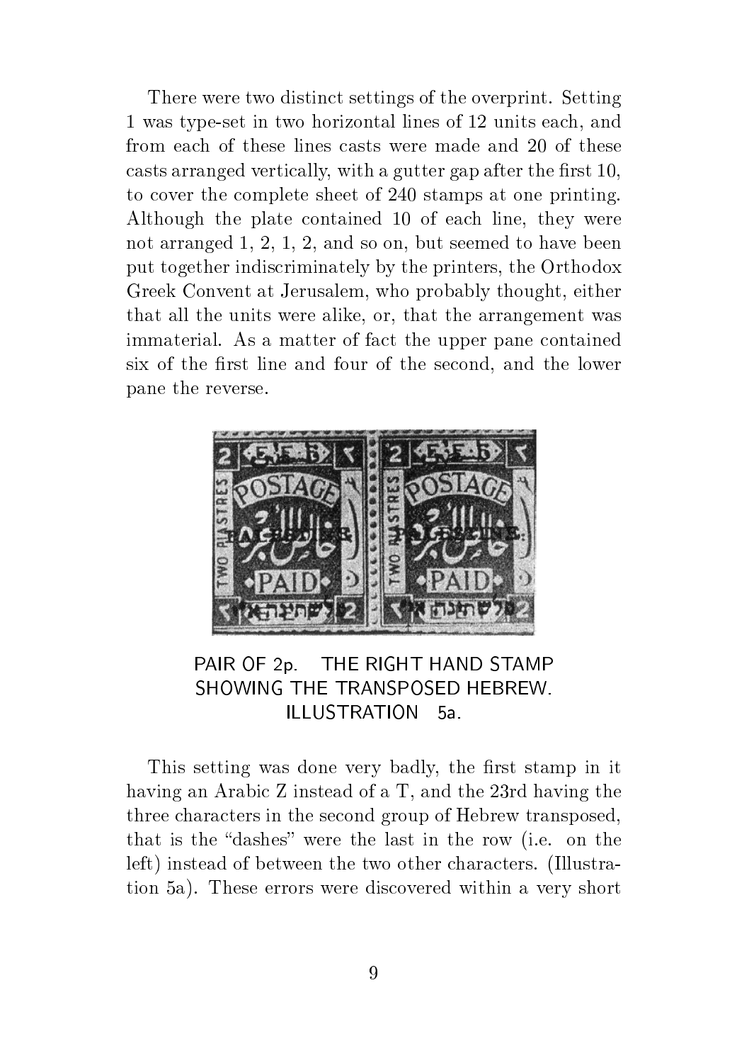There were two distinct settings of the overprint. Setting 1 was type-set in two horizontal lines of 12 units each, and from each of these lines casts were made and 20 of these casts arranged vertically, with a gutter gap after the first 10, to cover the complete sheet of 240 stamps at one printing. Although the plate contained 10 of each line, they were not arranged 1, 2, 1, 2, and so on, but seemed to have been put together indiscriminately by the printers, the Orthodox Greek Convent at Jerusalem, who probably thought, either that all the units were alike, or, that the arrangement was immaterial. As a matter of fact the upper pane contained six of the first line and four of the second, and the lower pane the reverse.

PAIR OF 2p. THE RIGHT HAND STAMP SHOWING THE TRANSPOSED HEBREW. ILLUSTRATION 5a.

This setting was done very badly, the first stamp in it having an Arabic Z instead of a T, and the 23rd having the three characters in the second group of Hebrew transposed, that is the "dashes" were the last in the row (i.e. on the left) instead of between the two other characters. (Illustration 5a). These errors were discovered within a very short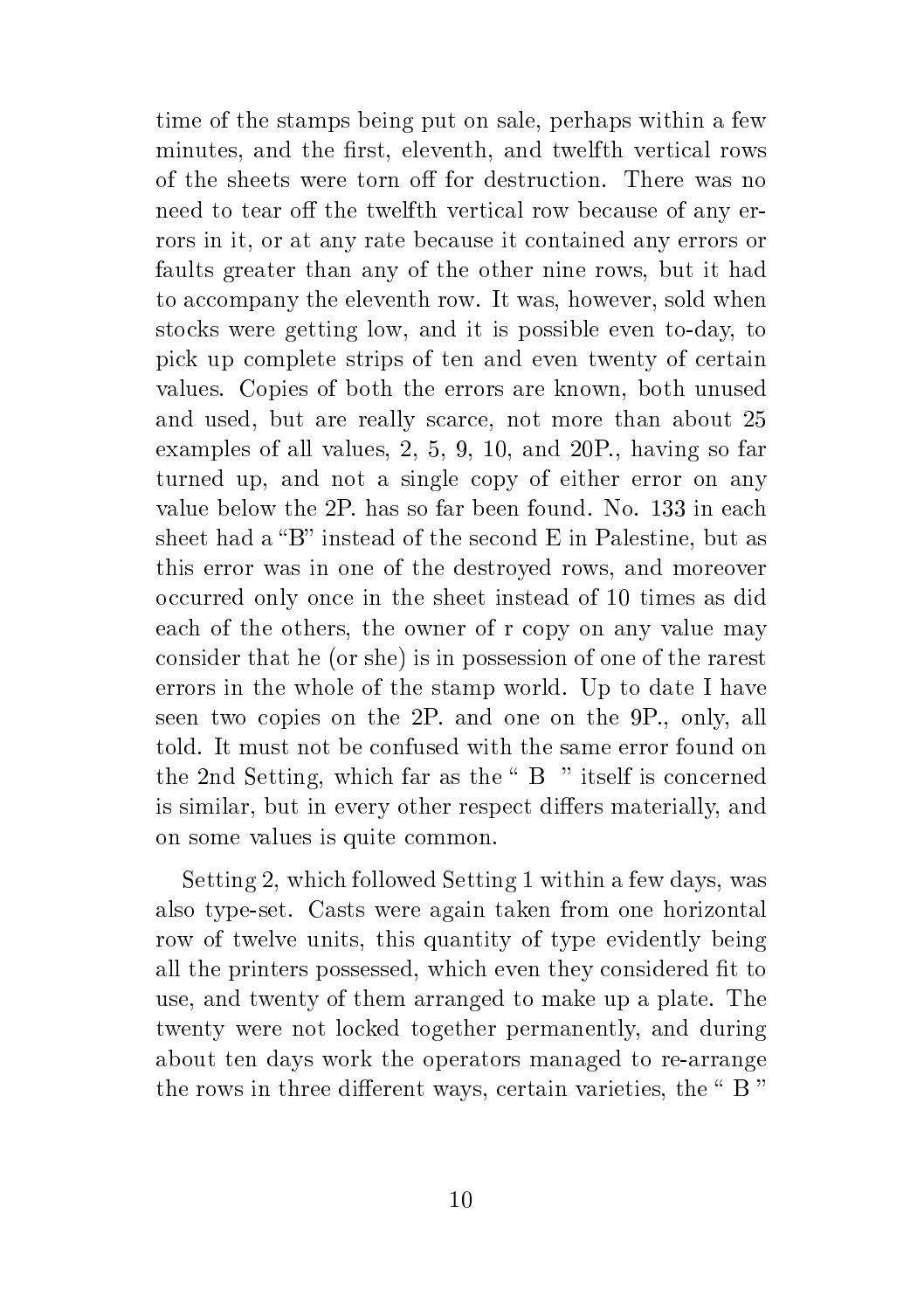time of the stamps being put on sale, perhaps within a few minutes, and the first, eleventh, and twelfth vertical rows of the sheets were torn off for destruction. There was no need to tear off the twelfth vertical row because of any errors in it, or at any rate because it contained any errors or faults greater than any of the other nine rows, but it had to accompany the eleventh row. It was, however, sold when stocks were getting low, and it is possible even to-day, to pick up complete strips of ten and even twenty of certain values. Copies of both the errors are known, both unused and used, but are really scarce, not more than about 25 examples of all values, 2, 5, 9, 10, and 20P., having so far turned up, and not a single copy of either error on any value below the 2P. has so far been found. No. 133 in each sheet had a "B" instead of the second E in Palestine, but as this error was in one of the destroyed rows, and moreover occurred only once in the sheet instead of 10 times as did each of the others, the owner of r copy on any value may consider that he (or she) is in possession of one of the rarest errors in the whole of the stamp world. Up to date I have seen two copies on the 2P. and one on the 9P., only, all told. It must not be confused with the same error found on the 2nd Setting, which far as the " B " itself is concerned is similar, but in every other respect differs materially, and on some values is quite common.

Setting 2, which followed Setting 1 within a few days, was also type-set. Casts were again taken from one horizontal row of twelve units, this quantity of type evidently being all the printers possessed, which even they considered fit to use, and twenty of them arranged to make up a plate. The twenty were not locked together permanently, and during about ten days work the operators managed to re-arrange the rows in three different ways, certain varieties, the " B "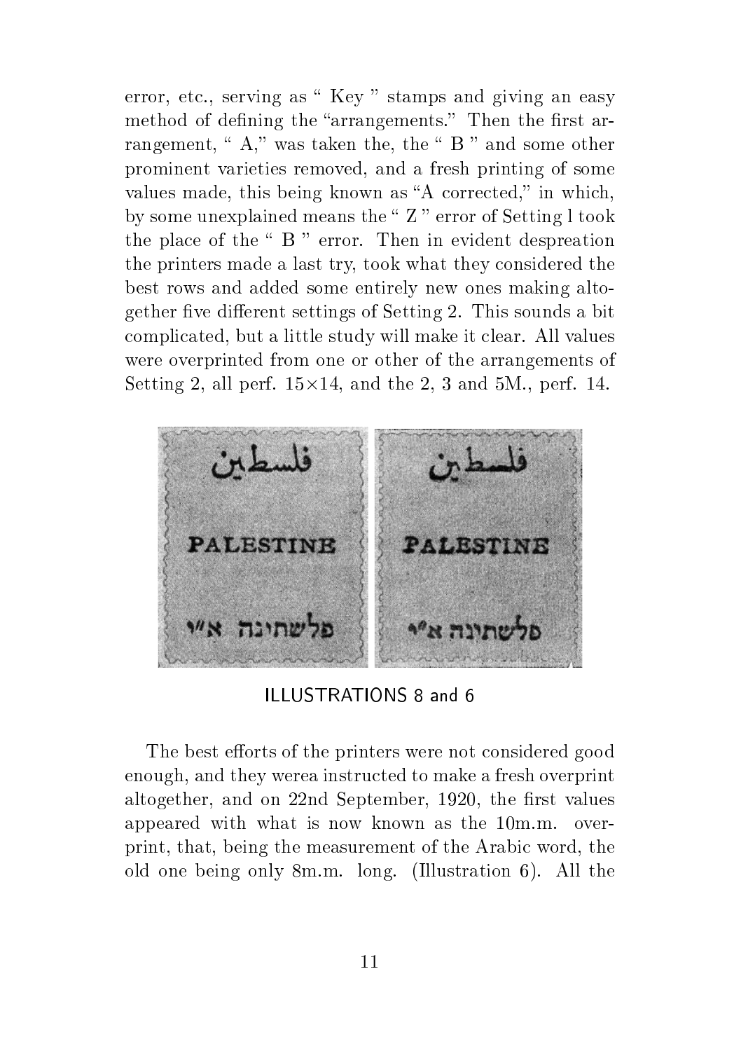error, etc., serving as " Key " stamps and giving an easy method of defining the "arrangements." Then the first arrangement, " A," was taken the, the " B " and some other prominent varieties removed, and a fresh printing of some values made, this being known as "A corrected," in which, by some unexplained means the " Z " error of Setting l took the place of the " B " error. Then in evident despreation the printers made a last try, took what they considered the best rows and added some entirely new ones making altogether five different settings of Setting 2. This sounds a bit complicated, but a little study will make it clear. All values were overprinted from one or other of the arrangements of Setting 2, all perf. 15×14, and the 2, 3 and 5M., perf. 14.

ILLUSTRATIONS 8 and 6

The best efforts of the printers were not considered good enough, and they werea instructed to make a fresh overprint altogether, and on 22nd September, 1920, the first values appeared with what is now known as the 10m.m. overprint, that, being the measurement of the Arabic word, the old one being only 8m.m. long. (Illustration 6). All the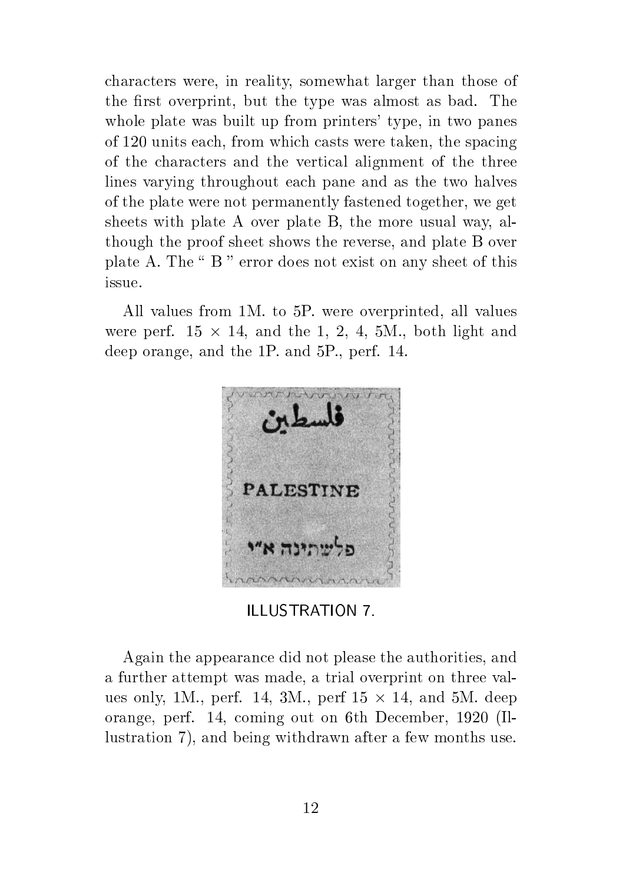characters were, in reality, somewhat larger than those of the first overprint, but the type was almost as bad. The whole plate was built up from printers' type, in two panes of 120 units each, from which casts were taken, the spacing of the characters and the vertical alignment of the three lines varying throughout each pane and as the two halves of the plate were not permanently fastened together, we get sheets with plate A over plate B, the more usual way, although the proof sheet shows the reverse, and plate B over plate A. The " B " error does not exist on any sheet of this issue.

All values from 1M. to 5P. were overprinted, all values were perf. 15 × 14, and the 1, 2, 4, 5M., both light and deep orange, and the 1P. and 5P., perf. 14.

ILLUSTRATION 7.

Again the appearance did not please the authorities, and a further attempt was made, a trial overprint on three values only, 1M., perf. 14, 3M., perf 15 × 14, and 5M. deep orange, perf. 14, coming out on 6th December, 1920 (Illustration 7), and being withdrawn after a few months use.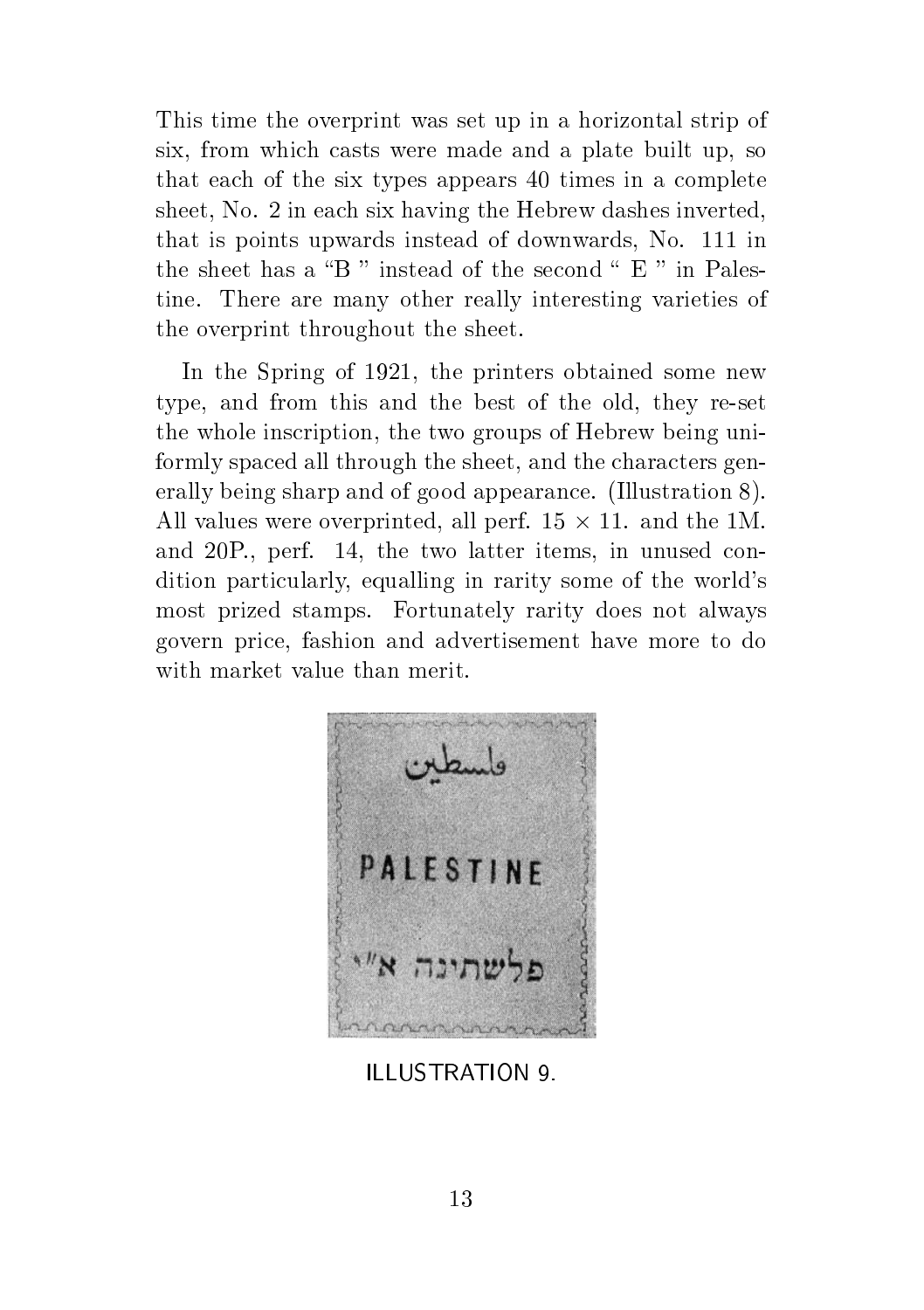This time the overprint was set up in a horizontal strip of six, from which casts were made and a plate built up, so that each of the six types appears 40 times in a complete sheet, No. 2 in each six having the Hebrew dashes inverted, that is points upwards instead of downwards, No. 111 in the sheet has a "B " instead of the second " E " in Palestine. There are many other really interesting varieties of the overprint throughout the sheet.

In the Spring of 1921, the printers obtained some new type, and from this and the best of the old, they re-set the whole inscription, the two groups of Hebrew being uniformly spaced all through the sheet, and the characters generally being sharp and of good appearance. (Illustration 8). All values were overprinted, all perf. 15 × 11. and the 1M. and 20P., perf. 14, the two latter items, in unused condition particularly, equalling in rarity some of the world's most prized stamps. Fortunately rarity does not always govern price, fashion and advertisement have more to do with market value than merit.

فلسطين

PALESTINE

פלשתינה א"י

ILLUSTRATION 9.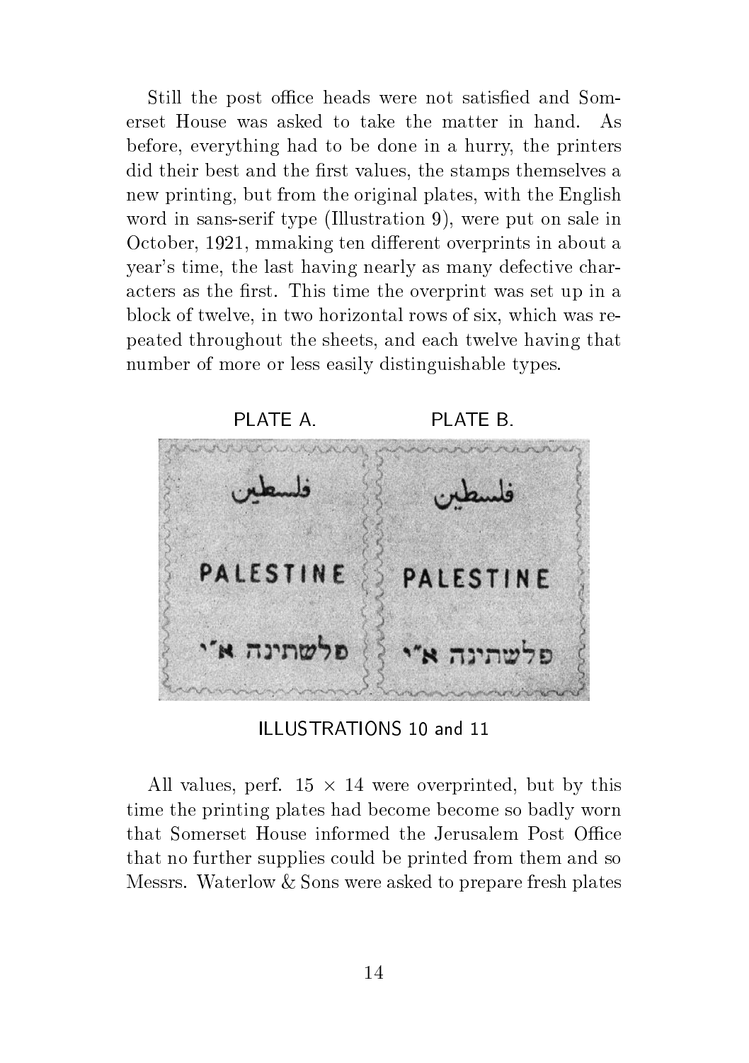Still the post office heads were not satisfied and Somerset House was asked to take the matter in hand. As before, everything had to be done in a hurry, the printers did their best and the first values, the stamps themselves a new printing, but from the original plates, with the English word in sans-serif type (Illustration 9), were put on sale in October, 1921, mmaking ten different overprints in about a year's time, the last having nearly as many defective characters as the first. This time the overprint was set up in a block of twelve, in two horizontal rows of six, which was repeated throughout the sheets, and each twelve having that number of more or less easily distinguishable types.

PLATE A. PLATE B.

ILLUSTRATIONS 10 and 11

All values, perf. 15 × 14 were overprinted, but by this time the printing plates had become become so badly worn that Somerset House informed the Jerusalem Post Office that no further supplies could be printed from them and so Messrs. Waterlow & Sons were asked to prepare fresh plates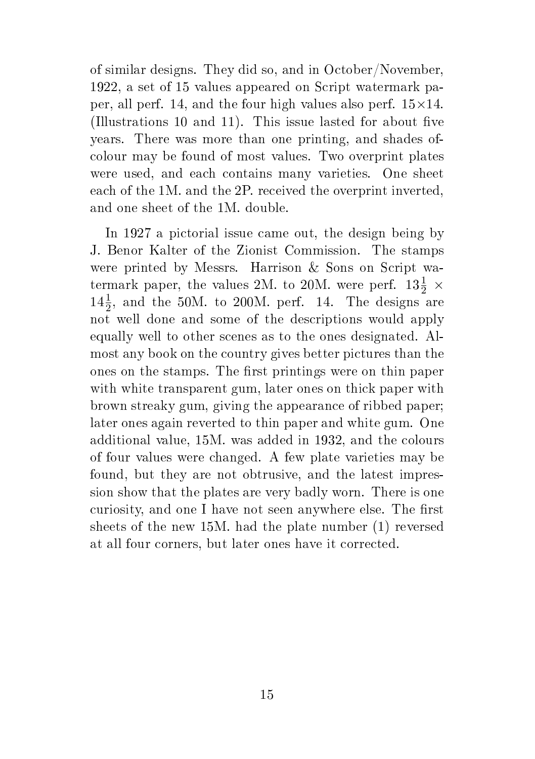of similar designs. They did so, and in October/November, 1922, a set of 15 values appeared on Script watermark paper, all perf. 14, and the four high values also perf. 15×14. (Illustrations 10 and 11). This issue lasted for about five years. There was more than one printing, and shades of-colour may be found of most values. Two overprint plates were used, and each contains many varieties. One sheet each of the 1M. and the 2P. received the overprint inverted, and one sheet of the 1M. double.

In 1927 a pictorial issue came out, the design being by J. Benor Kalter of the Zionist Commission. The stamps were printed by Messrs. Harrison & Sons on Script watermark paper, the values 2M. to 20M. were perf. $13\frac{1}{2} \times 14\frac{1}{2}$, and the 50M. to 200M. perf. 14. The designs are not well done and some of the descriptions would apply equally well to other scenes as to the ones designated. Almost any book on the country gives better pictures than the ones on the stamps. The first printings were on thin paper with white transparent gum, later ones on thick paper with brown streaky gum, giving the appearance of ribbed paper; later ones again reverted to thin paper and white gum. One additional value, 15M. was added in 1932, and the colours of four values were changed. A few plate varieties may be found, but they are not obtrusive, and the latest impression show that the plates are very badly worn. There is one curiosity, and one I have not seen anywhere else. The first sheets of the new 15M. had the plate number (1) reversed at all four corners, but later ones have it corrected.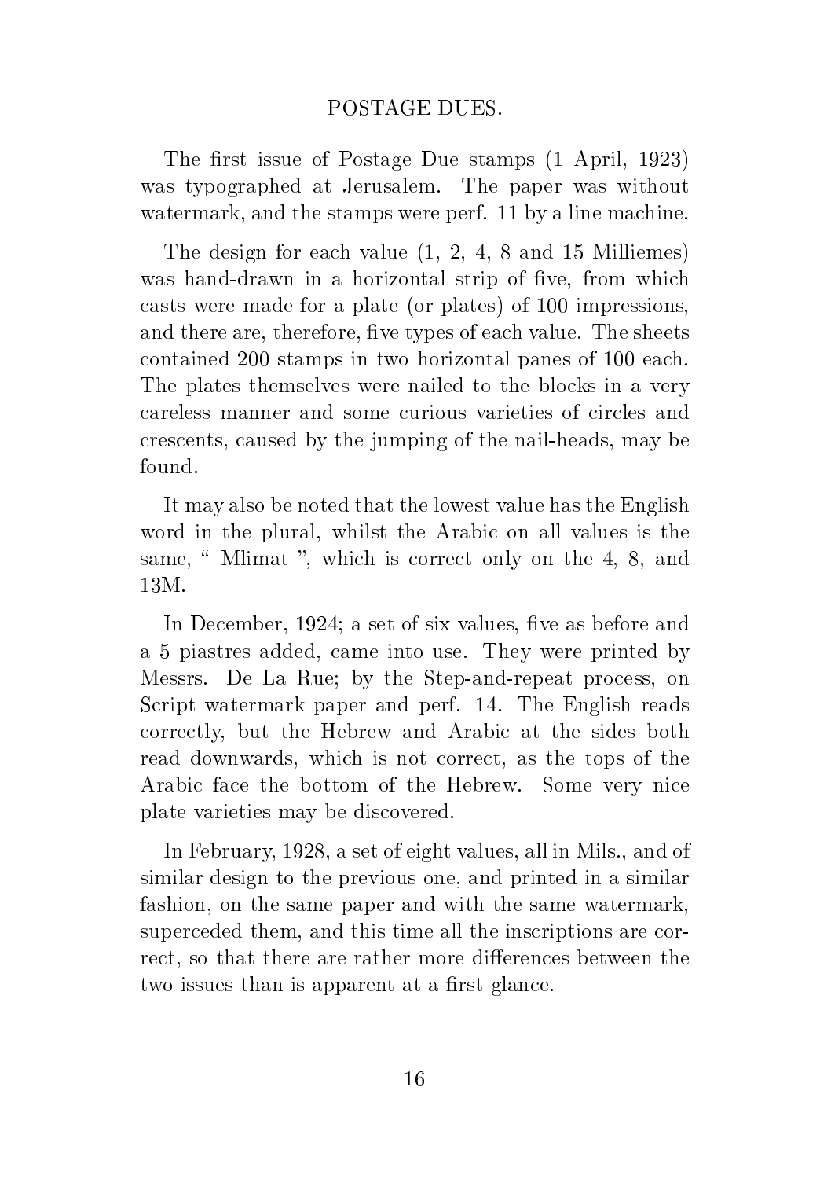## POSTAGE DUES.

The first issue of Postage Due stamps (1 April, 1923) was typographed at Jerusalem. The paper was without watermark, and the stamps were perf. 11 by a line machine.

The design for each value (1, 2, 4, 8 and 15 Milliemes) was hand-drawn in a horizontal strip of five, from which casts were made for a plate (or plates) of 100 impressions, and there are, therefore, five types of each value. The sheets contained 200 stamps in two horizontal panes of 100 each. The plates themselves were nailed to the blocks in a very careless manner and some curious varieties of circles and crescents, caused by the jumping of the nail-heads, may be found.

It may also be noted that the lowest value has the English word in the plural, whilst the Arabic on all values is the same, " Mlimat ", which is correct only on the 4, 8, and 13M.

In December, 1924; a set of six values, five as before and a 5 piastres added, came into use. They were printed by Messrs. De La Rue; by the Step-and-repeat process, on Script watermark paper and perf. 14. The English reads correctly, but the Hebrew and Arabic at the sides both read downwards, which is not correct, as the tops of the Arabic face the bottom of the Hebrew. Some very nice plate varieties may be discovered.

In February, 1928, a set of eight values, all in Mils., and of similar design to the previous one, and printed in a similar fashion, on the same paper and with the same watermark, superceded them, and this time all the inscriptions are correct, so that there are rather more differences between the two issues than is apparent at a first glance.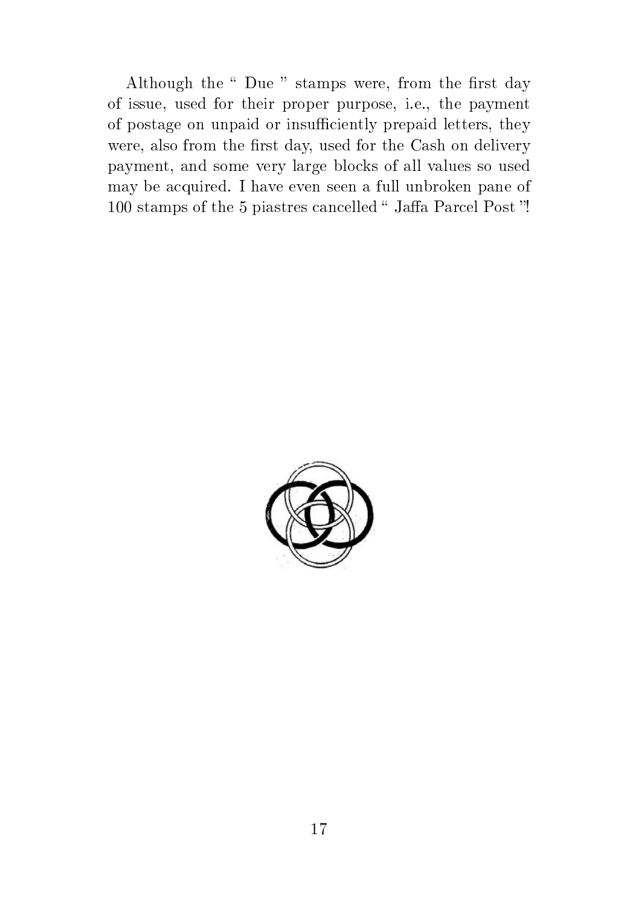Although the " Due " stamps were, from the first day of issue, used for their proper purpose, i.e., the payment of postage on unpaid or insufficiently prepaid letters, they were, also from the first day, used for the Cash on delivery payment, and some very large blocks of all values so used may be acquired. I have even seen a full unbroken pane of 100 stamps of the 5 piastres cancelled " Jaffa Parcel Post "!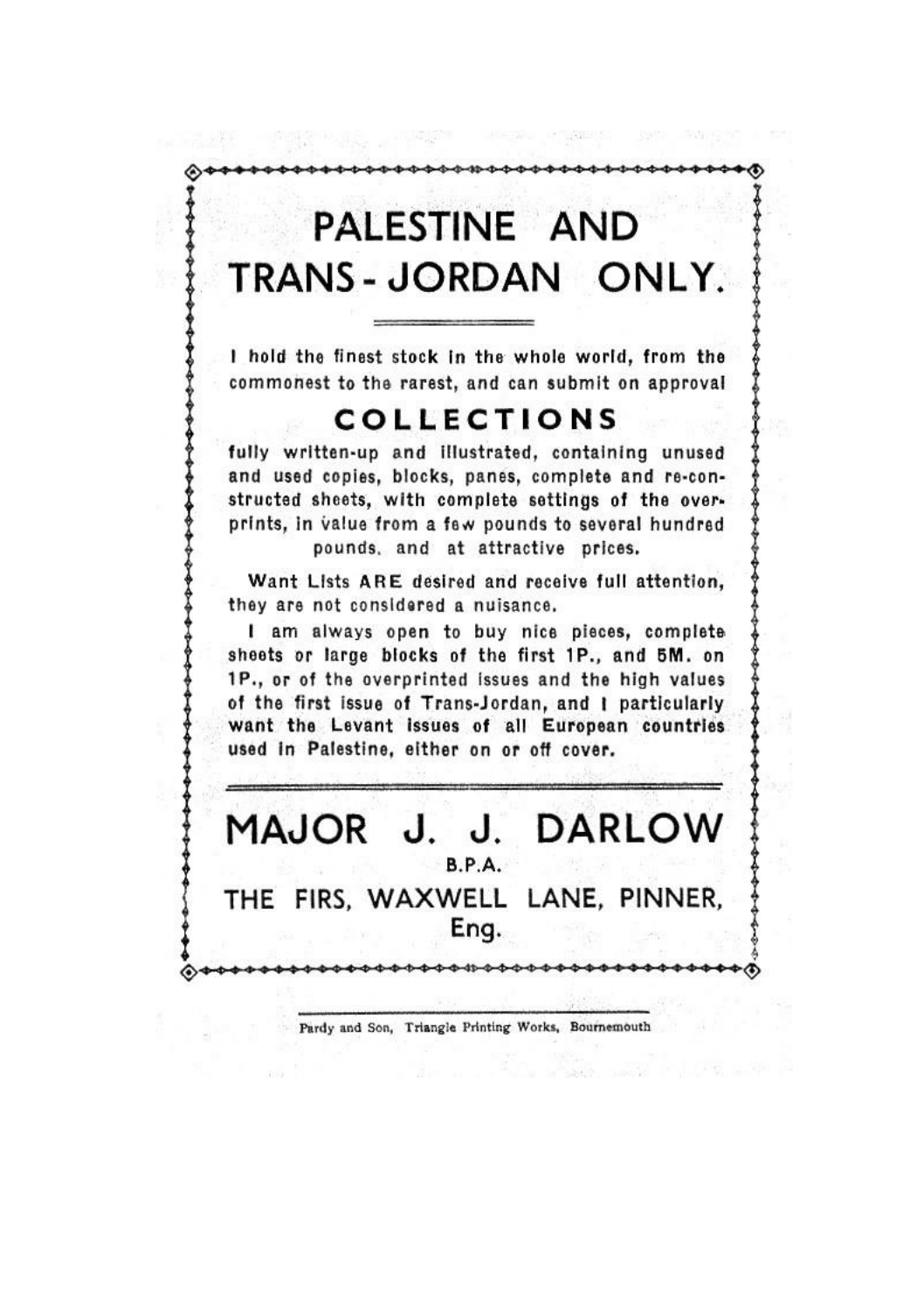# PALESTINE AND TRANS-JORDAN ONLY.

I hold the finest stock in the whole world, from the commonest to the rarest, and can submit on approval

## COLLECTIONS

fully written-up and illustrated, containing unused and used copies, blocks, panes, complete and re-constructed sheets, with complete settings of the overprints, in value from a few pounds to several hundred pounds, and at attractive prices.

Want Lists **ARE** desired and receive full attention, they are not considered a nuisance.

I am always open to buy nice pieces, complete sheets or large blocks of the first 1P., and 5M. on 1P., or of the overprinted issues and the high values of the first issue of Trans-Jordan, and I particularly want the Levant issues of all European countries used in Palestine, either on or off cover.

## MAJOR J. J. DARLOW

B.P.A.

THE FIRS, WAXWELL LANE, PINNER, Eng.

Pardy and Son, Triangle Printing Works, Bournemouth